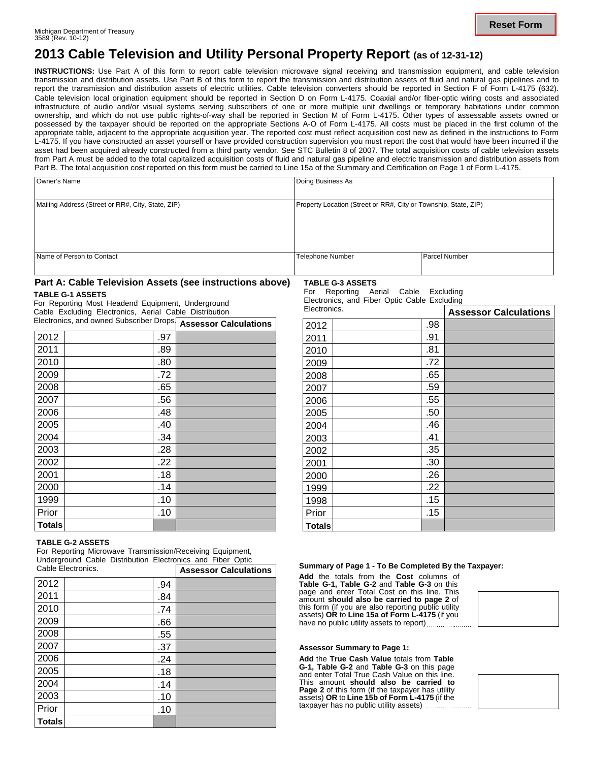Michigan Department of Treasury
3589 (Rev. 10-12)

Reset Form

# 2013 Cable Television and Utility Personal Property Report (as of 12-31-12)

**INSTRUCTIONS:** Use Part A of this form to report cable television microwave signal receiving and transmission equipment, and cable television transmission and distribution assets. Use Part B of this form to report the transmission and distribution assets of fluid and natural gas pipelines and to report the transmission and distribution assets of electric utilities. Cable television converters should be reported in Section F of Form L-4175 (632). Cable television local origination equipment should be reported in Section D on Form L-4175. Coaxial and/or fiber-optic wiring costs and associated infrastructure of audio and/or visual systems serving subscribers of one or more multiple unit dwellings or temporary habitations under common ownership, and which do not use public rights-of-way shall be reported in Section M of Form L-4175. Other types of assessable assets owned or possessed by the taxpayer should be reported on the appropriate Sections A-O of Form L-4175. All costs must be placed in the first column of the appropriate table, adjacent to the appropriate acquisition year. The reported cost must reflect acquisition cost new as defined in the instructions to Form L-4175. If you have constructed an asset yourself or have provided construction supervision you must report the cost that would have been incurred if the asset had been acquired already constructed from a third party vendor. See STC Bulletin 8 of 2007. The total acquisition costs of cable television assets from Part A must be added to the total capitalized acquisition costs of fluid and natural gas pipeline and electric transmission and distribution assets from Part B. The total acquisition cost reported on this form must be carried to Line 15a of the Summary and Certification on Page 1 of Form L-4175.

| Owner's Name | Doing Business As | |
|---|---|---|
| Mailing Address (Street or RR#, City, State, ZIP) | Property Location (Street or RR#, City or Township, State, ZIP) | |
| Name of Person to Contact | Telephone Number | Parcel Number |

## Part A: Cable Television Assets (see instructions above)

### TABLE G-1 ASSETS

For Reporting Most Headend Equipment, Underground Cable Excluding Electronics, Aerial Cable Distribution Electronics, and owned Subscriber Drops.

| Year | Cost | Multiplier | Assessor Calculations |
|---|---|---|---|
| 2012 | | .97 | |
| 2011 | | .89 | |
| 2010 | | .80 | |
| 2009 | | .72 | |
| 2008 | | .65 | |
| 2007 | | .56 | |
| 2006 | | .48 | |
| 2005 | | .40 | |
| 2004 | | .34 | |
| 2003 | | .28 | |
| 2002 | | .22 | |
| 2001 | | .18 | |
| 2000 | | .14 | |
| 1999 | | .10 | |
| Prior | | .10 | |
| **Totals** | | | |

### TABLE G-2 ASSETS

For Reporting Microwave Transmission/Receiving Equipment, Underground Cable Distribution Electronics and Fiber Optic Cable Electronics.

| Year | Cost | Multiplier | Assessor Calculations |
|---|---|---|---|
| 2012 | | .94 | |
| 2011 | | .84 | |
| 2010 | | .74 | |
| 2009 | | .66 | |
| 2008 | | .55 | |
| 2007 | | .37 | |
| 2006 | | .24 | |
| 2005 | | .18 | |
| 2004 | | .14 | |
| 2003 | | .10 | |
| Prior | | .10 | |
| **Totals** | | | |

### TABLE G-3 ASSETS

For Reporting Aerial Cable Excluding Electronics, and Fiber Optic Cable Excluding Electronics.

| Year | Cost | Multiplier | Assessor Calculations |
|---|---|---|---|
| 2012 | | .98 | |
| 2011 | | .91 | |
| 2010 | | .81 | |
| 2009 | | .72 | |
| 2008 | | .65 | |
| 2007 | | .59 | |
| 2006 | | .55 | |
| 2005 | | .50 | |
| 2004 | | .46 | |
| 2003 | | .41 | |
| 2002 | | .35 | |
| 2001 | | .30 | |
| 2000 | | .26 | |
| 1999 | | .22 | |
| 1998 | | .15 | |
| Prior | | .15 | |
| **Totals** | | | |

**Summary of Page 1 - To Be Completed By the Taxpayer:**

**Add** the totals from the **Cost** columns of **Table G-1, Table G-2** and **Table G-3** on this page and enter Total Cost on this line. This amount **should also be carried to page 2** of this form (if you are also reporting public utility assets) **OR** to **Line 15a of Form L-4175** (if you have no public utility assets to report) ........................

**Assessor Summary to Page 1:**

**Add** the **True Cash Value** totals from **Table G-1, Table G-2** and **Table G-3** on this page and enter Total True Cash Value on this line. This amount **should also be carried to Page 2** of this form (if the taxpayer has utility assets) **OR** to **Line 15b of Form L-4175** (if the taxpayer has no public utility assets) ........................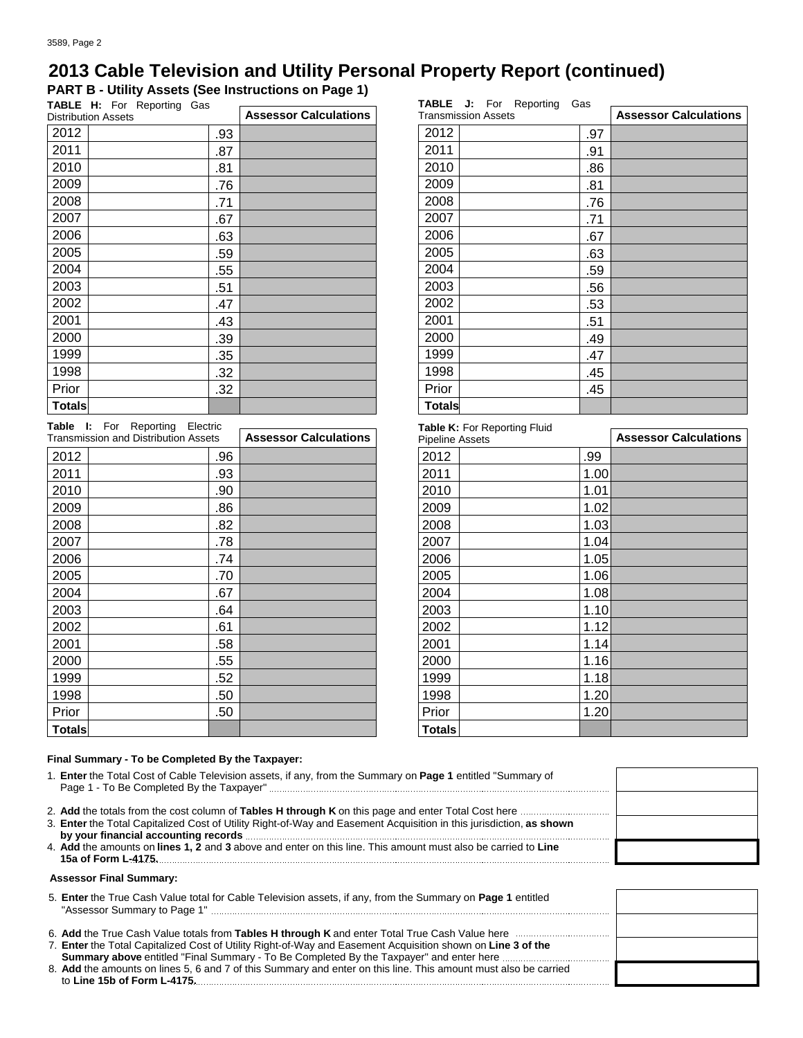# 2013 Cable Television and Utility Personal Property Report (continued)

## PART B - Utility Assets (See Instructions on Page 1)

**TABLE H:** For Reporting Gas Distribution Assets

| | | | Assessor Calculations |
|---|---|---|---|
| 2012 | | .93 | |
| 2011 | | .87 | |
| 2010 | | .81 | |
| 2009 | | .76 | |
| 2008 | | .71 | |
| 2007 | | .67 | |
| 2006 | | .63 | |
| 2005 | | .59 | |
| 2004 | | .55 | |
| 2003 | | .51 | |
| 2002 | | .47 | |
| 2001 | | .43 | |
| 2000 | | .39 | |
| 1999 | | .35 | |
| 1998 | | .32 | |
| Prior | | .32 | |
| **Totals** | | | |

**TABLE J:** For Reporting Gas Transmission Assets

| | | | Assessor Calculations |
|---|---|---|---|
| 2012 | | .97 | |
| 2011 | | .91 | |
| 2010 | | .86 | |
| 2009 | | .81 | |
| 2008 | | .76 | |
| 2007 | | .71 | |
| 2006 | | .67 | |
| 2005 | | .63 | |
| 2004 | | .59 | |
| 2003 | | .56 | |
| 2002 | | .53 | |
| 2001 | | .51 | |
| 2000 | | .49 | |
| 1999 | | .47 | |
| 1998 | | .45 | |
| Prior | | .45 | |
| **Totals** | | | |

**Table I:** For Reporting Electric Transmission and Distribution Assets

| | | | Assessor Calculations |
|---|---|---|---|
| 2012 | | .96 | |
| 2011 | | .93 | |
| 2010 | | .90 | |
| 2009 | | .86 | |
| 2008 | | .82 | |
| 2007 | | .78 | |
| 2006 | | .74 | |
| 2005 | | .70 | |
| 2004 | | .67 | |
| 2003 | | .64 | |
| 2002 | | .61 | |
| 2001 | | .58 | |
| 2000 | | .55 | |
| 1999 | | .52 | |
| 1998 | | .50 | |
| Prior | | .50 | |
| **Totals** | | | |

**Table K:** For Reporting Fluid Pipeline Assets

| | | | Assessor Calculations |
|---|---|---|---|
| 2012 | | .99 | |
| 2011 | | 1.00 | |
| 2010 | | 1.01 | |
| 2009 | | 1.02 | |
| 2008 | | 1.03 | |
| 2007 | | 1.04 | |
| 2006 | | 1.05 | |
| 2005 | | 1.06 | |
| 2004 | | 1.08 | |
| 2003 | | 1.10 | |
| 2002 | | 1.12 | |
| 2001 | | 1.14 | |
| 2000 | | 1.16 | |
| 1999 | | 1.18 | |
| 1998 | | 1.20 | |
| Prior | | 1.20 | |
| **Totals** | | | |

**Final Summary - To be Completed By the Taxpayer:**

1. **Enter** the Total Cost of Cable Television assets, if any, from the Summary on **Page 1** entitled "Summary of Page 1 - To Be Completed By the Taxpayer"
2. **Add** the totals from the cost column of **Tables H through K** on this page and enter Total Cost here
3. **Enter** the Total Capitalized Cost of Utility Right-of-Way and Easement Acquisition in this jurisdiction, **as shown by your financial accounting records**
4. **Add** the amounts on **lines 1, 2** and **3** above and enter on this line. This amount must also be carried to **Line 15a of Form L-4175.**

**Assessor Final Summary:**

5. **Enter** the True Cash Value total for Cable Television assets, if any, from the Summary on **Page 1** entitled "Assessor Summary to Page 1"
6. **Add** the True Cash Value totals from **Tables H through K** and enter Total True Cash Value here
7. **Enter** the Total Capitalized Cost of Utility Right-of-Way and Easement Acquisition shown on **Line 3 of the Summary above** entitled "Final Summary - To Be Completed By the Taxpayer" and enter here
8. **Add** the amounts on lines 5, 6 and 7 of this Summary and enter on this line. This amount must also be carried to **Line 15b of Form L-4175.**